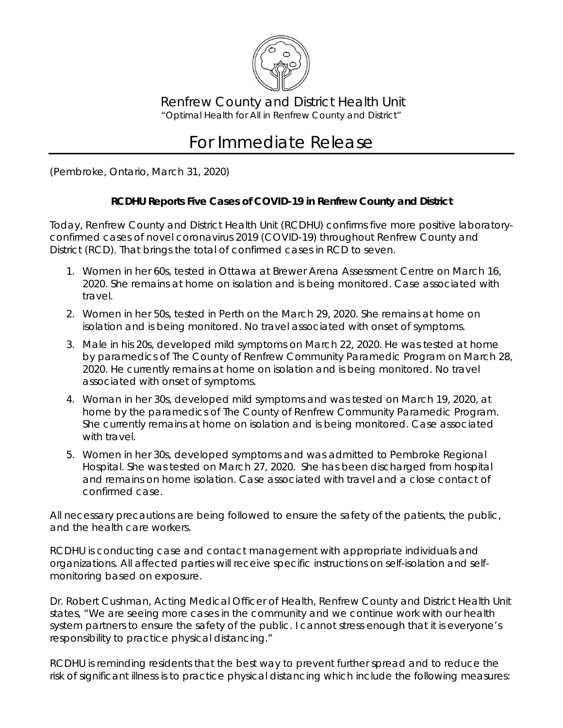Renfrew County and District Health Unit

"Optimal Health for All in Renfrew County and District"

# For Immediate Release

(Pembroke, Ontario, March 31, 2020)

**RCDHU Reports Five Cases of COVID-19 in Renfrew County and District**

Today, Renfrew County and District Health Unit (RCDHU) confirms five more positive laboratory-confirmed cases of novel coronavirus 2019 (COVID-19) throughout Renfrew County and District (RCD). That brings the total of confirmed cases in RCD to seven.

1. Women in her 60s, tested in Ottawa at Brewer Arena Assessment Centre on March 16, 2020. She remains at home on isolation and is being monitored. Case associated with travel.
2. Women in her 50s, tested in Perth on the March 29, 2020. She remains at home on isolation and is being monitored. No travel associated with onset of symptoms.
3. Male in his 20s, developed mild symptoms on March 22, 2020. He was tested at home by paramedics of The County of Renfrew Community Paramedic Program on March 28, 2020. He currently remains at home on isolation and is being monitored. No travel associated with onset of symptoms.
4. Woman in her 30s, developed mild symptoms and was tested on March 19, 2020, at home by the paramedics of The County of Renfrew Community Paramedic Program. She currently remains at home on isolation and is being monitored. Case associated with travel.
5. Women in her 30s, developed symptoms and was admitted to Pembroke Regional Hospital. She was tested on March 27, 2020. She has been discharged from hospital and remains on home isolation. Case associated with travel and a close contact of confirmed case.

All necessary precautions are being followed to ensure the safety of the patients, the public, and the health care workers.

RCDHU is conducting case and contact management with appropriate individuals and organizations. All affected parties will receive specific instructions on self-isolation and self-monitoring based on exposure.

Dr. Robert Cushman, Acting Medical Officer of Health, Renfrew County and District Health Unit states, "We are seeing more cases in the community and we continue work with our health system partners to ensure the safety of the public. I cannot stress enough that it is everyone's responsibility to practice physical distancing."

RCDHU is reminding residents that the best way to prevent further spread and to reduce the risk of significant illness is to practice physical distancing which include the following measures: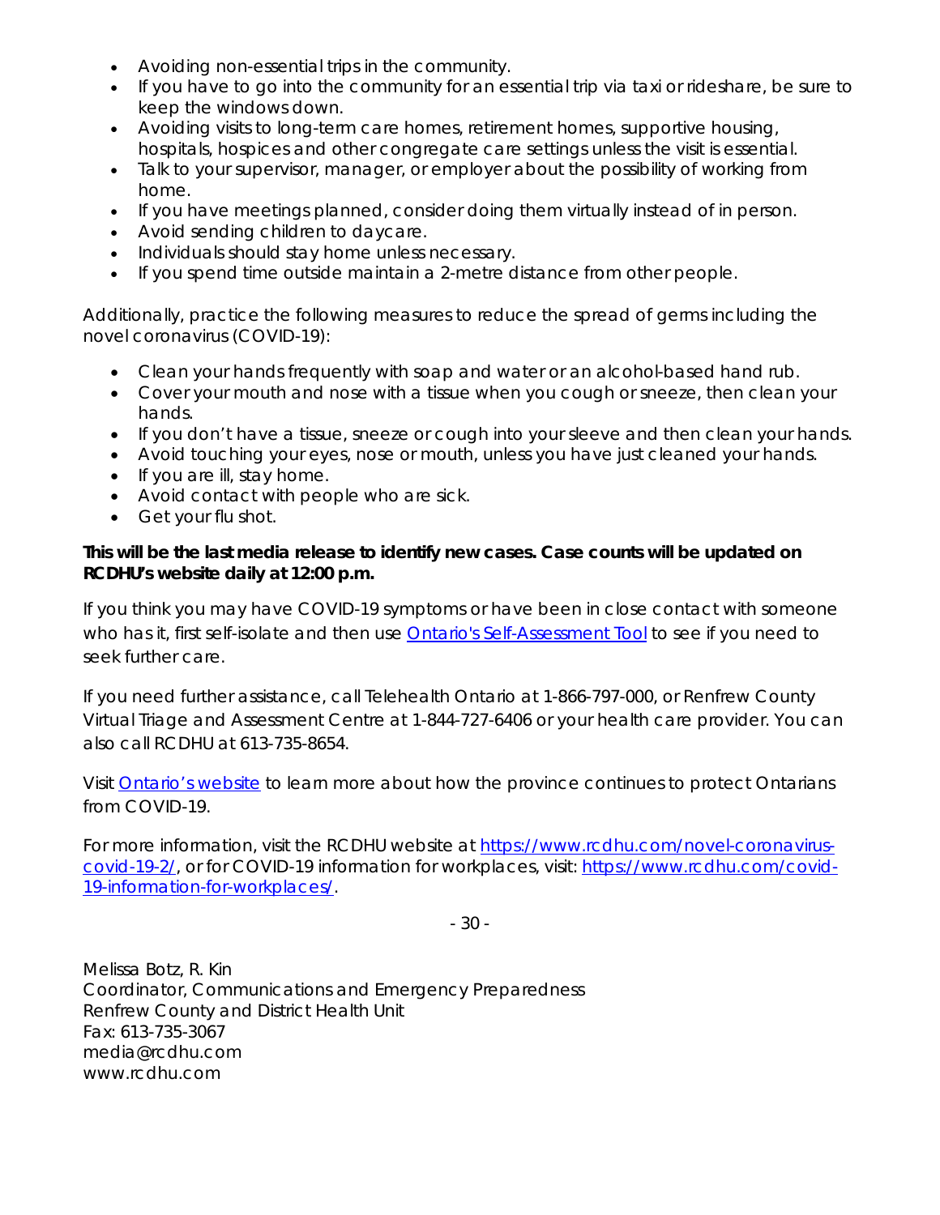- Avoiding non-essential trips in the community.
- If you have to go into the community for an essential trip via taxi or rideshare, be sure to keep the windows down.
- Avoiding visits to long-term care homes, retirement homes, supportive housing, hospitals, hospices and other congregate care settings unless the visit is essential.
- Talk to your supervisor, manager, or employer about the possibility of working from home.
- If you have meetings planned, consider doing them virtually instead of in person.
- Avoid sending children to daycare.
- Individuals should stay home unless necessary.
- If you spend time outside maintain a 2-metre distance from other people.

Additionally, practice the following measures to reduce the spread of germs including the novel coronavirus (COVID-19):

- Clean your hands frequently with soap and water or an alcohol-based hand rub.
- Cover your mouth and nose with a tissue when you cough or sneeze, then clean your hands.
- If you don't have a tissue, sneeze or cough into your sleeve and then clean your hands.
- Avoid touching your eyes, nose or mouth, unless you have just cleaned your hands.
- If you are ill, stay home.
- Avoid contact with people who are sick.
- Get your flu shot.

**This will be the last media release to identify new cases. Case counts will be updated on RCDHU's website daily at 12:00 p.m.**

If you think you may have COVID-19 symptoms or have been in close contact with someone who has it, first self-isolate and then use [Ontario's Self-Assessment Tool]() to see if you need to seek further care.

If you need further assistance, call Telehealth Ontario at 1-866-797-000, or Renfrew County Virtual Triage and Assessment Centre at 1-844-727-6406 or your health care provider. You can also call RCDHU at 613-735-8654.

Visit [Ontario's website]() to learn more about how the province continues to protect Ontarians from COVID-19.

For more information, visit the RCDHU website at https://www.rcdhu.com/novel-coronavirus-covid-19-2/, or for COVID-19 information for workplaces, visit: https://www.rcdhu.com/covid-19-information-for-workplaces/.

- 30 -

Melissa Botz, R. Kin
Coordinator, Communications and Emergency Preparedness
Renfrew County and District Health Unit
Fax: 613-735-3067
media@rcdhu.com
www.rcdhu.com